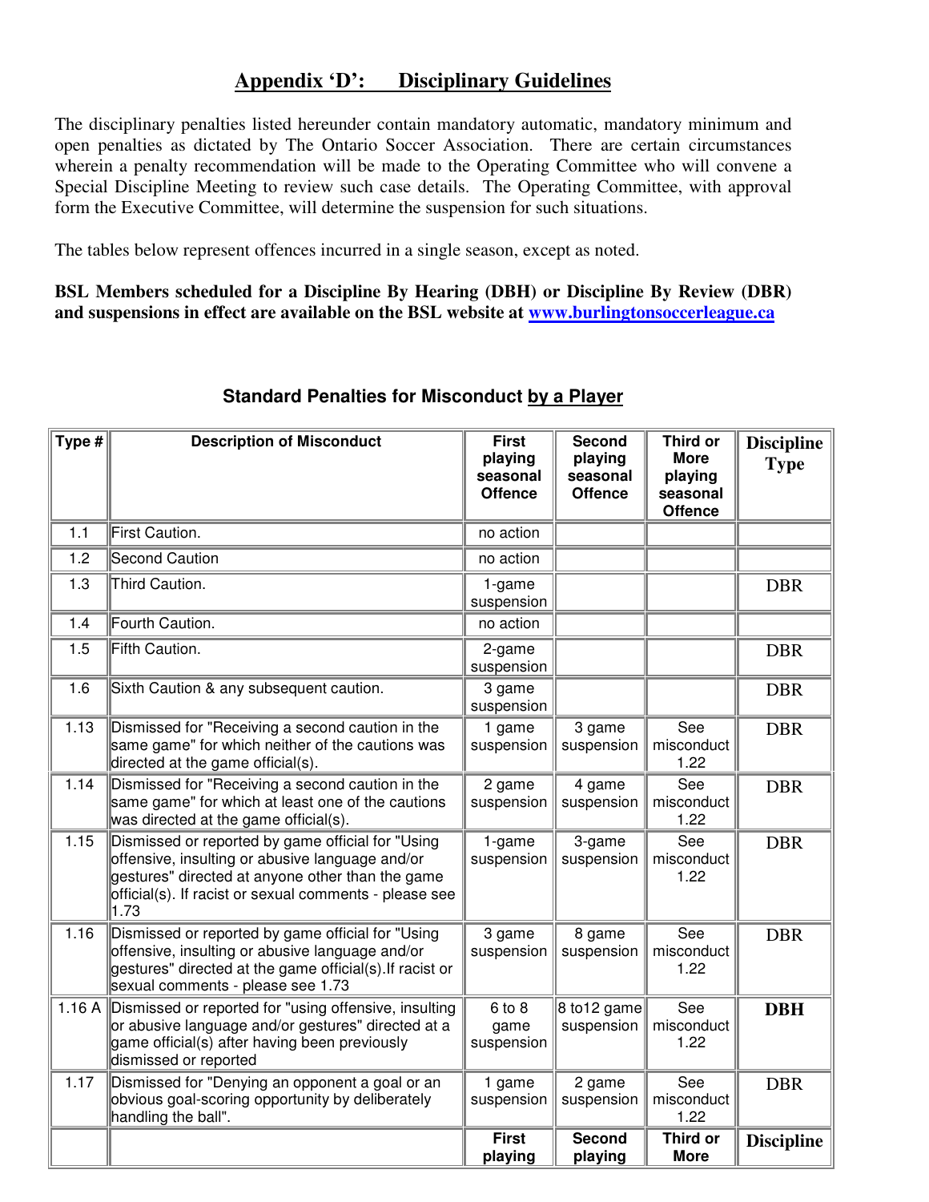## Appendix 'D': Disciplinary Guidelines

The disciplinary penalties listed hereunder contain mandatory automatic, mandatory minimum and open penalties as dictated by The Ontario Soccer Association. There are certain circumstances wherein a penalty recommendation will be made to the Operating Committee who will convene a Special Discipline Meeting to review such case details. The Operating Committee, with approval form the Executive Committee, will determine the suspension for such situations.

The tables below represent offences incurred in a single season, except as noted.

**BSL Members scheduled for a Discipline By Hearing (DBH) or Discipline By Review (DBR) and suspensions in effect are available on the BSL website at [www.burlingtonsoccerleague.ca](http://www.burlingtonsoccerleague.ca)**

### Standard Penalties for Misconduct by a Player

| Type # | Description of Misconduct | First playing seasonal Offence | Second playing seasonal Offence | Third or More playing seasonal Offence | Discipline Type |
|---|---|---|---|---|---|
| 1.1 | First Caution. | no action | | | |
| 1.2 | Second Caution | no action | | | |
| 1.3 | Third Caution. | 1-game suspension | | | DBR |
| 1.4 | Fourth Caution. | no action | | | |
| 1.5 | Fifth Caution. | 2-game suspension | | | DBR |
| 1.6 | Sixth Caution & any subsequent caution. | 3 game suspension | | | DBR |
| 1.13 | Dismissed for "Receiving a second caution in the same game" for which neither of the cautions was directed at the game official(s). | 1 game suspension | 3 game suspension | See misconduct 1.22 | DBR |
| 1.14 | Dismissed for "Receiving a second caution in the same game" for which at least one of the cautions was directed at the game official(s). | 2 game suspension | 4 game suspension | See misconduct 1.22 | DBR |
| 1.15 | Dismissed or reported by game official for "Using offensive, insulting or abusive language and/or gestures" directed at anyone other than the game official(s). If racist or sexual comments - please see 1.73 | 1-game suspension | 3-game suspension | See misconduct 1.22 | DBR |
| 1.16 | Dismissed or reported by game official for "Using offensive, insulting or abusive language and/or gestures" directed at the game official(s).If racist or sexual comments - please see 1.73 | 3 game suspension | 8 game suspension | See misconduct 1.22 | DBR |
| 1.16 A | Dismissed or reported for "using offensive, insulting or abusive language and/or gestures" directed at a game official(s) after having been previously dismissed or reported | 6 to 8 game suspension | 8 to12 game suspension | See misconduct 1.22 | **DBH** |
| 1.17 | Dismissed for "Denying an opponent a goal or an obvious goal-scoring opportunity by deliberately handling the ball". | 1 game suspension | 2 game suspension | See misconduct 1.22 | DBR |
| | | **First playing** | **Second playing** | **Third or More** | **Discipline** |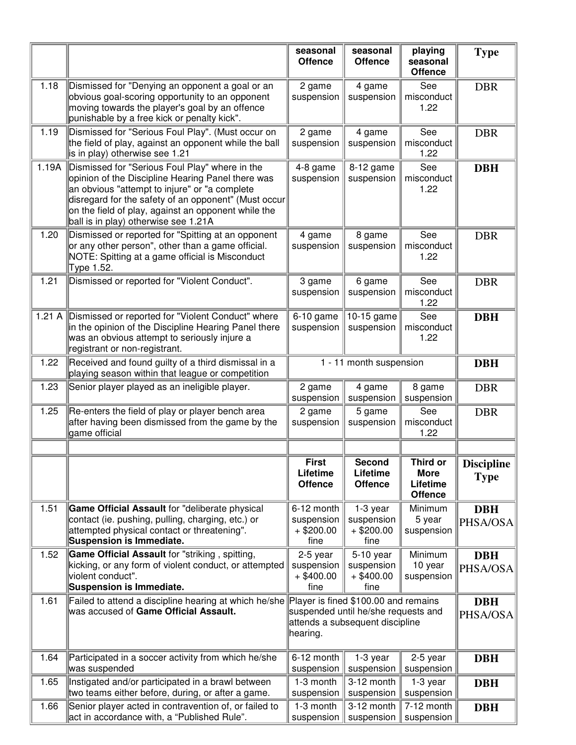| | | seasonal Offence | seasonal Offence | playing seasonal Offence | Type |
|---|---|---|---|---|---|
| 1.18 | Dismissed for "Denying an opponent a goal or an obvious goal-scoring opportunity to an opponent moving towards the player's goal by an offence punishable by a free kick or penalty kick". | 2 game suspension | 4 game suspension | See misconduct 1.22 | DBR |
| 1.19 | Dismissed for "Serious Foul Play". (Must occur on the field of play, against an opponent while the ball is in play) otherwise see 1.21 | 2 game suspension | 4 game suspension | See misconduct 1.22 | DBR |
| 1.19A | Dismissed for "Serious Foul Play" where in the opinion of the Discipline Hearing Panel there was an obvious "attempt to injure" or "a complete disregard for the safety of an opponent" (Must occur on the field of play, against an opponent while the ball is in play) otherwise see 1.21A | 4-8 game suspension | 8-12 game suspension | See misconduct 1.22 | **DBH** |
| 1.20 | Dismissed or reported for "Spitting at an opponent or any other person", other than a game official. NOTE: Spitting at a game official is Misconduct Type 1.52. | 4 game suspension | 8 game suspension | See misconduct 1.22 | DBR |
| 1.21 | Dismissed or reported for "Violent Conduct". | 3 game suspension | 6 game suspension | See misconduct 1.22 | DBR |
| 1.21 A | Dismissed or reported for "Violent Conduct" where in the opinion of the Discipline Hearing Panel there was an obvious attempt to seriously injure a registrant or non-registrant. | 6-10 game suspension | 10-15 game suspension | See misconduct 1.22 | **DBH** |
| 1.22 | Received and found guilty of a third dismissal in a playing season within that league or competition | 1 - 11 month suspension | | | **DBH** |
| 1.23 | Senior player played as an ineligible player. | 2 game suspension | 4 game suspension | 8 game suspension | DBR |
| 1.25 | Re-enters the field of play or player bench area after having been dismissed from the game by the game official | 2 game suspension | 5 game suspension | See misconduct 1.22 | DBR |
| | | | | | |
| | | **First Lifetime Offence** | **Second Lifetime Offence** | **Third or More Lifetime Offence** | **Discipline Type** |
| 1.51 | **Game Official Assault** for "deliberate physical contact (ie. pushing, pulling, charging, etc.) or attempted physical contact or threatening". **Suspension is Immediate.** | 6-12 month suspension + $200.00 fine | 1-3 year suspension + $200.00 fine | Minimum 5 year suspension | **DBH** PHSA/OSA |
| 1.52 | **Game Official Assault** for "striking , spitting, kicking, or any form of violent conduct, or attempted violent conduct". **Suspension is Immediate.** | 2-5 year suspension + $400.00 fine | 5-10 year suspension + $400.00 fine | Minimum 10 year suspension | **DBH** PHSA/OSA |
| 1.61 | Failed to attend a discipline hearing at which he/she was accused of **Game Official Assault.** | Player is fined $100.00 and remains suspended until he/she requests and attends a subsequent discipline hearing. | | | **DBH** PHSA/OSA |
| 1.64 | Participated in a soccer activity from which he/she was suspended | 6-12 month suspension | 1-3 year suspension | 2-5 year suspension | **DBH** |
| 1.65 | Instigated and/or participated in a brawl between two teams either before, during, or after a game. | 1-3 month suspension | 3-12 month suspension | 1-3 year suspension | **DBH** |
| 1.66 | Senior player acted in contravention of, or failed to act in accordance with, a "Published Rule". | 1-3 month suspension | 3-12 month suspension | 7-12 month suspension | **DBH** |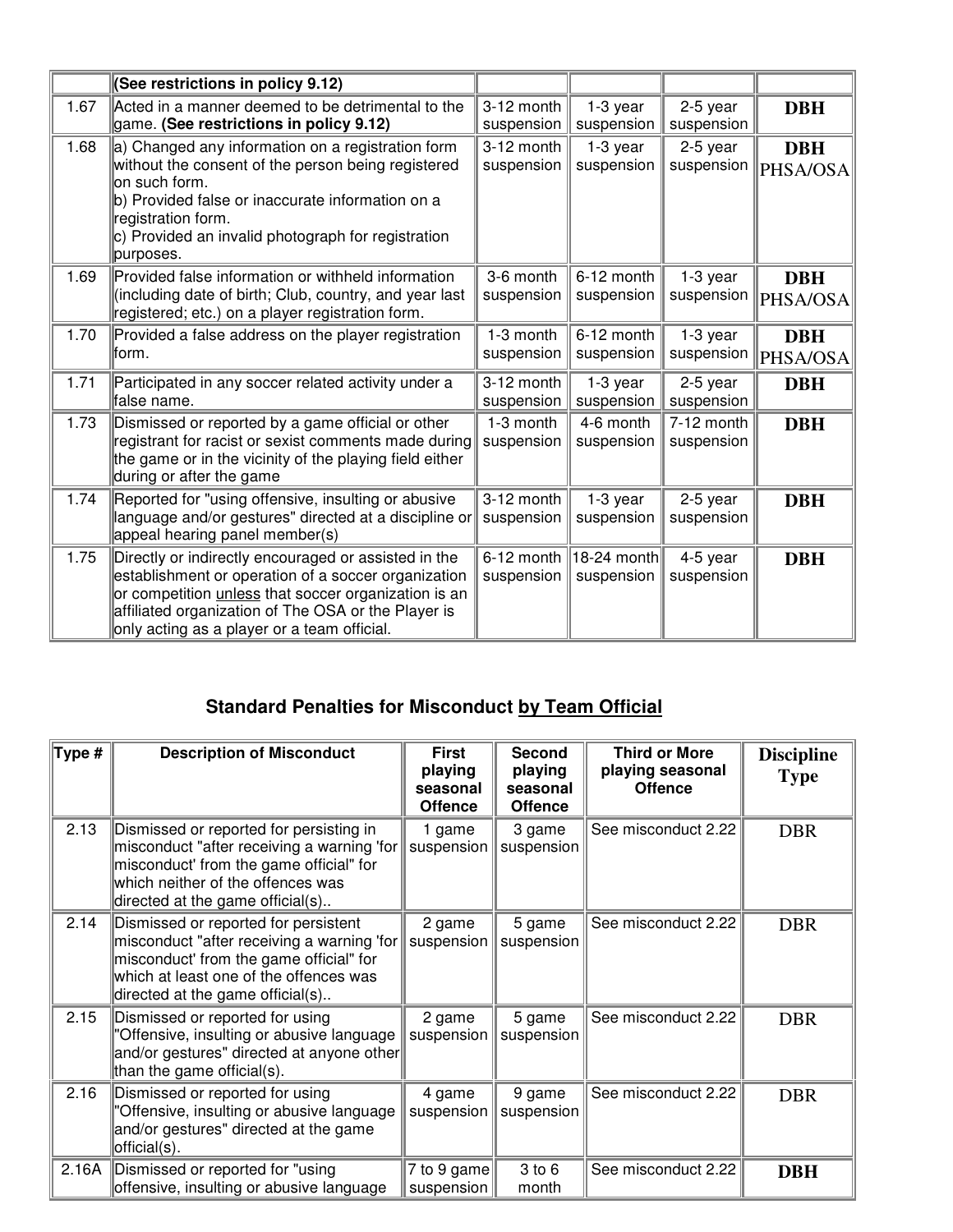| | | | | | |
|---|---|---|---|---|---|
| | **(See restrictions in policy 9.12)** | | | | |
| 1.67 | Acted in a manner deemed to be detrimental to the game. **(See restrictions in policy 9.12)** | 3-12 month suspension | 1-3 year suspension | 2-5 year suspension | **DBH** |
| 1.68 | a) Changed any information on a registration form without the consent of the person being registered on such form.<br>b) Provided false or inaccurate information on a registration form.<br>c) Provided an invalid photograph for registration purposes. | 3-12 month suspension | 1-3 year suspension | 2-5 year suspension | **DBH** PHSA/OSA |
| 1.69 | Provided false information or withheld information (including date of birth; Club, country, and year last registered; etc.) on a player registration form. | 3-6 month suspension | 6-12 month suspension | 1-3 year suspension | **DBH** PHSA/OSA |
| 1.70 | Provided a false address on the player registration form. | 1-3 month suspension | 6-12 month suspension | 1-3 year suspension | **DBH** PHSA/OSA |
| 1.71 | Participated in any soccer related activity under a false name. | 3-12 month suspension | 1-3 year suspension | 2-5 year suspension | **DBH** |
| 1.73 | Dismissed or reported by a game official or other registrant for racist or sexist comments made during the game or in the vicinity of the playing field either during or after the game | 1-3 month suspension | 4-6 month suspension | 7-12 month suspension | **DBH** |
| 1.74 | Reported for "using offensive, insulting or abusive language and/or gestures" directed at a discipline or appeal hearing panel member(s) | 3-12 month suspension | 1-3 year suspension | 2-5 year suspension | **DBH** |
| 1.75 | Directly or indirectly encouraged or assisted in the establishment or operation of a soccer organization or competition <u>unless</u> that soccer organization is an affiliated organization of The OSA or the Player is only acting as a player or a team official. | 6-12 month suspension | 18-24 month suspension | 4-5 year suspension | **DBH** |

## Standard Penalties for Misconduct <u>by Team Official</u>

| Type # | Description of Misconduct | First playing seasonal Offence | Second playing seasonal Offence | Third or More playing seasonal Offence | Discipline Type |
|---|---|---|---|---|---|
| 2.13 | Dismissed or reported for persisting in misconduct "after receiving a warning 'for misconduct' from the game official" for which neither of the offences was directed at the game official(s).. | 1 game suspension | 3 game suspension | See misconduct 2.22 | DBR |
| 2.14 | Dismissed or reported for persistent misconduct "after receiving a warning 'for misconduct' from the game official" for which at least one of the offences was directed at the game official(s).. | 2 game suspension | 5 game suspension | See misconduct 2.22 | DBR |
| 2.15 | Dismissed or reported for using "Offensive, insulting or abusive language and/or gestures" directed at anyone other than the game official(s). | 2 game suspension | 5 game suspension | See misconduct 2.22 | DBR |
| 2.16 | Dismissed or reported for using "Offensive, insulting or abusive language and/or gestures" directed at the game official(s). | 4 game suspension | 9 game suspension | See misconduct 2.22 | DBR |
| 2.16A | Dismissed or reported for "using offensive, insulting or abusive language | 7 to 9 game suspension | 3 to 6 month | See misconduct 2.22 | **DBH** |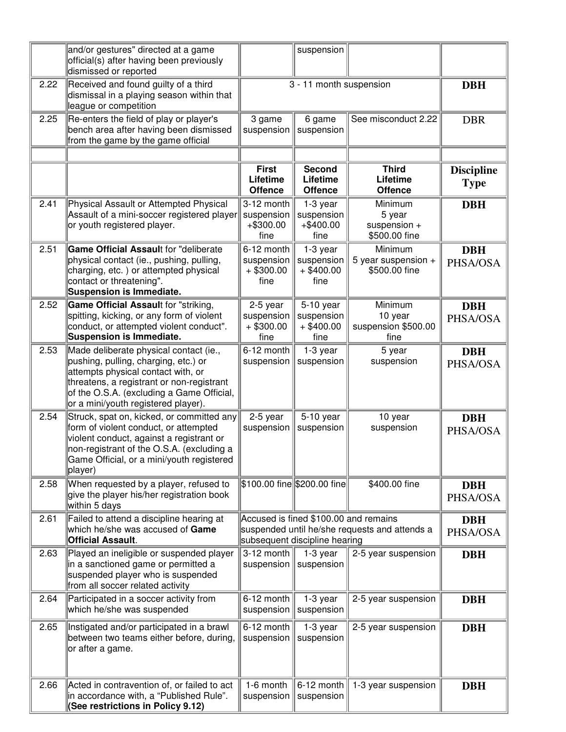| | | | | | |
|---|---|---|---|---|---|
| | and/or gestures" directed at a game official(s) after having been previously dismissed or reported | | suspension | | |
| 2.22 | Received and found guilty of a third dismissal in a playing season within that league or competition | 3 - 11 month suspension | | | **DBH** |
| 2.25 | Re-enters the field of play or player's bench area after having been dismissed from the game by the game official | 3 game suspension | 6 game suspension | See misconduct 2.22 | DBR |
| | | | | | |
| | | **First Lifetime Offence** | **Second Lifetime Offence** | **Third Lifetime Offence** | **Discipline Type** |
| 2.41 | Physical Assault or Attempted Physical Assault of a mini-soccer registered player or youth registered player. | 3-12 month suspension +$300.00 fine | 1-3 year suspension +$400.00 fine | Minimum 5 year suspension + $500.00 fine | **DBH** |
| 2.51 | **Game Official Assault** for "deliberate physical contact (ie., pushing, pulling, charging, etc. ) or attempted physical contact or threatening". **Suspension is Immediate.** | 6-12 month suspension + $300.00 fine | 1-3 year suspension + $400.00 fine | Minimum 5 year suspension + $500.00 fine | **DBH** PHSA/OSA |
| 2.52 | **Game Official Assault** for "striking, spitting, kicking, or any form of violent conduct, or attempted violent conduct". **Suspension is Immediate.** | 2-5 year suspension + $300.00 fine | 5-10 year suspension + $400.00 fine | Minimum 10 year suspension $500.00 fine | **DBH** PHSA/OSA |
| 2.53 | Made deliberate physical contact (ie., pushing, pulling, charging, etc.) or attempts physical contact with, or threatens, a registrant or non-registrant of the O.S.A. (excluding a Game Official, or a mini/youth registered player). | 6-12 month suspension | 1-3 year suspension | 5 year suspension | **DBH** PHSA/OSA |
| 2.54 | Struck, spat on, kicked, or committed any form of violent conduct, or attempted violent conduct, against a registrant or non-registrant of the O.S.A. (excluding a Game Official, or a mini/youth registered player) | 2-5 year suspension | 5-10 year suspension | 10 year suspension | **DBH** PHSA/OSA |
| 2.58 | When requested by a player, refused to give the player his/her registration book within 5 days | $100.00 fine | $200.00 fine | $400.00 fine | **DBH** PHSA/OSA |
| 2.61 | Failed to attend a discipline hearing at which he/she was accused of **Game Official Assault**. | Accused is fined $100.00 and remains suspended until he/she requests and attends a subsequent discipline hearing | | | **DBH** PHSA/OSA |
| 2.63 | Played an ineligible or suspended player in a sanctioned game or permitted a suspended player who is suspended from all soccer related activity | 3-12 month suspension | 1-3 year suspension | 2-5 year suspension | **DBH** |
| 2.64 | Participated in a soccer activity from which he/she was suspended | 6-12 month suspension | 1-3 year suspension | 2-5 year suspension | **DBH** |
| 2.65 | Instigated and/or participated in a brawl between two teams either before, during, or after a game. | 6-12 month suspension | 1-3 year suspension | 2-5 year suspension | **DBH** |
| 2.66 | Acted in contravention of, or failed to act in accordance with, a "Published Rule". **(See restrictions in Policy 9.12)** | 1-6 month suspension | 6-12 month suspension | 1-3 year suspension | **DBH** |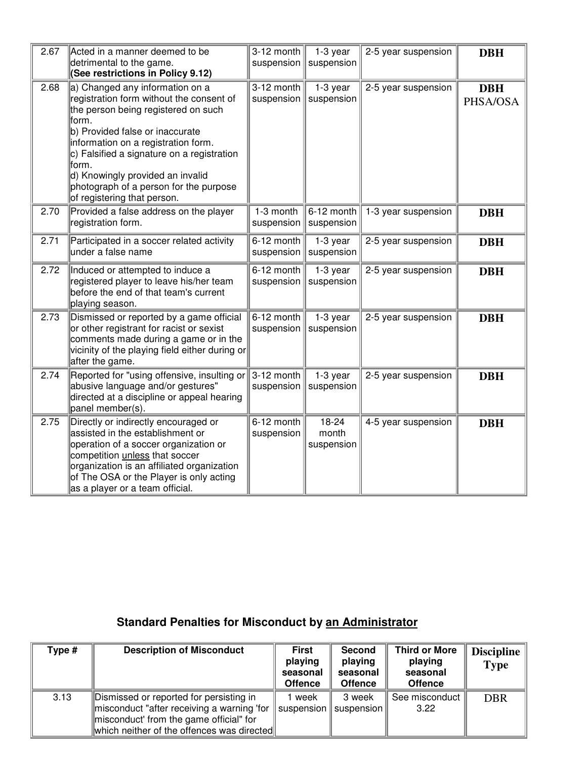| | | | | | |
|---|---|---|---|---|---|
| 2.67 | Acted in a manner deemed to be detrimental to the game. **(See restrictions in Policy 9.12)** | 3-12 month suspension | 1-3 year suspension | 2-5 year suspension | **DBH** |
| 2.68 | a) Changed any information on a registration form without the consent of the person being registered on such form.<br>b) Provided false or inaccurate information on a registration form.<br>c) Falsified a signature on a registration form.<br>d) Knowingly provided an invalid photograph of a person for the purpose of registering that person. | 3-12 month suspension | 1-3 year suspension | 2-5 year suspension | **DBH**<br>PHSA/OSA |
| 2.70 | Provided a false address on the player registration form. | 1-3 month suspension | 6-12 month suspension | 1-3 year suspension | **DBH** |
| 2.71 | Participated in a soccer related activity under a false name | 6-12 month suspension | 1-3 year suspension | 2-5 year suspension | **DBH** |
| 2.72 | Induced or attempted to induce a registered player to leave his/her team before the end of that team's current playing season. | 6-12 month suspension | 1-3 year suspension | 2-5 year suspension | **DBH** |
| 2.73 | Dismissed or reported by a game official or other registrant for racist or sexist comments made during a game or in the vicinity of the playing field either during or after the game. | 6-12 month suspension | 1-3 year suspension | 2-5 year suspension | **DBH** |
| 2.74 | Reported for "using offensive, insulting or abusive language and/or gestures" directed at a discipline or appeal hearing panel member(s). | 3-12 month suspension | 1-3 year suspension | 2-5 year suspension | **DBH** |
| 2.75 | Directly or indirectly encouraged or assisted in the establishment or operation of a soccer organization or competition unless that soccer organization is an affiliated organization of The OSA or the Player is only acting as a player or a team official. | 6-12 month suspension | 18-24 month suspension | 4-5 year suspension | **DBH** |

## Standard Penalties for Misconduct by an Administrator

| Type # | Description of Misconduct | First playing seasonal Offence | Second playing seasonal Offence | Third or More playing seasonal Offence | Discipline Type |
|---|---|---|---|---|---|
| 3.13 | Dismissed or reported for persisting in misconduct "after receiving a warning 'for misconduct' from the game official" for which neither of the offences was directed | 1 week suspension | 3 week suspension | See misconduct 3.22 | DBR |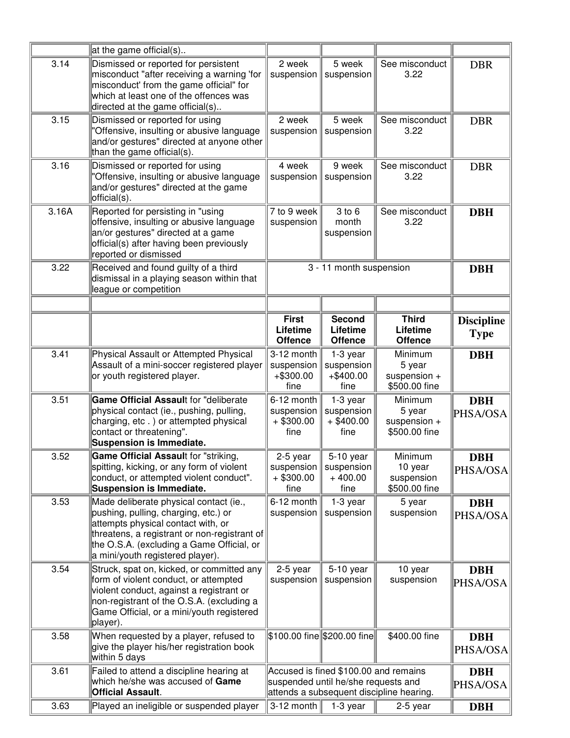| | | | | | |
|---|---|---|---|---|---|
| | at the game official(s).. | | | | |
| 3.14 | Dismissed or reported for persistent misconduct "after receiving a warning 'for misconduct' from the game official" for which at least one of the offences was directed at the game official(s).. | 2 week suspension | 5 week suspension | See misconduct 3.22 | DBR |
| 3.15 | Dismissed or reported for using "Offensive, insulting or abusive language and/or gestures" directed at anyone other than the game official(s). | 2 week suspension | 5 week suspension | See misconduct 3.22 | DBR |
| 3.16 | Dismissed or reported for using "Offensive, insulting or abusive language and/or gestures" directed at the game official(s). | 4 week suspension | 9 week suspension | See misconduct 3.22 | DBR |
| 3.16A | Reported for persisting in "using offensive, insulting or abusive language an/or gestures" directed at a game official(s) after having been previously reported or dismissed | 7 to 9 week suspension | 3 to 6 month suspension | See misconduct 3.22 | **DBH** |
| 3.22 | Received and found guilty of a third dismissal in a playing season within that league or competition | 3 - 11 month suspension | | | **DBH** |
| | | | | | |
| | | **First Lifetime Offence** | **Second Lifetime Offence** | **Third Lifetime Offence** | **Discipline Type** |
| 3.41 | Physical Assault or Attempted Physical Assault of a mini-soccer registered player or youth registered player. | 3-12 month suspension +$300.00 fine | 1-3 year suspension +$400.00 fine | Minimum 5 year suspension + $500.00 fine | **DBH** |
| 3.51 | **Game Official Assault** for "deliberate physical contact (ie., pushing, pulling, charging, etc . ) or attempted physical contact or threatening". **Suspension is Immediate.** | 6-12 month suspension + $300.00 fine | 1-3 year suspension + $400.00 fine | Minimum 5 year suspension + $500.00 fine | **DBH** PHSA/OSA |
| 3.52 | **Game Official Assault** for "striking, spitting, kicking, or any form of violent conduct, or attempted violent conduct". **Suspension is Immediate.** | 2-5 year suspension + $300.00 fine | 5-10 year suspension + 400.00 fine | Minimum 10 year suspension $500.00 fine | **DBH** PHSA/OSA |
| 3.53 | Made deliberate physical contact (ie., pushing, pulling, charging, etc.) or attempts physical contact with, or threatens, a registrant or non-registrant of the O.S.A. (excluding a Game Official, or a mini/youth registered player). | 6-12 month suspension | 1-3 year suspension | 5 year suspension | **DBH** PHSA/OSA |
| 3.54 | Struck, spat on, kicked, or committed any form of violent conduct, or attempted violent conduct, against a registrant or non-registrant of the O.S.A. (excluding a Game Official, or a mini/youth registered player). | 2-5 year suspension | 5-10 year suspension | 10 year suspension | **DBH** PHSA/OSA |
| 3.58 | When requested by a player, refused to give the player his/her registration book within 5 days | $100.00 fine | $200.00 fine | $400.00 fine | **DBH** PHSA/OSA |
| 3.61 | Failed to attend a discipline hearing at which he/she was accused of **Game Official Assault**. | Accused is fined $100.00 and remains suspended until he/she requests and attends a subsequent discipline hearing. | | | **DBH** PHSA/OSA |
| 3.63 | Played an ineligible or suspended player | 3-12 month | 1-3 year | 2-5 year | **DBH** |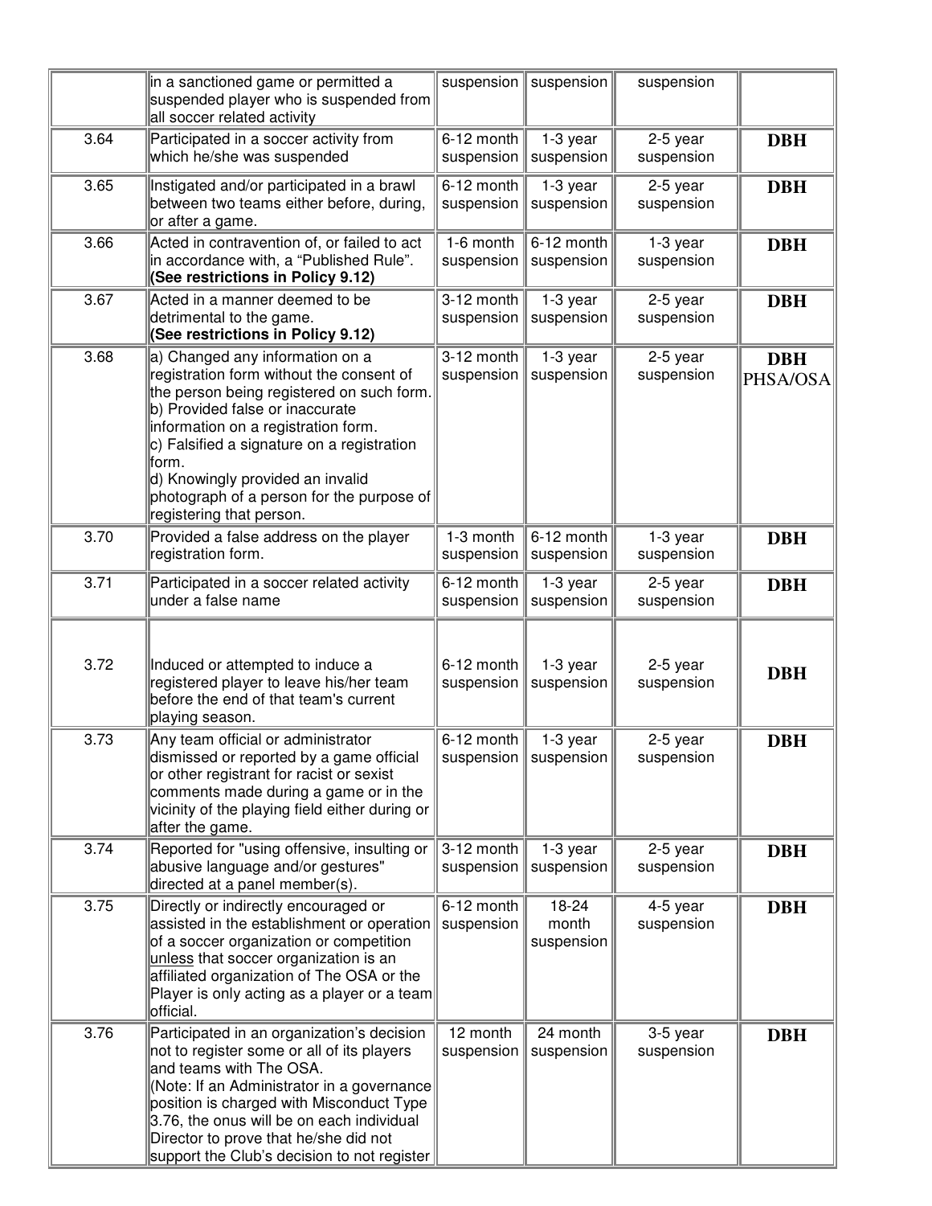| | | | | | |
|---|---|---|---|---|---|
| | in a sanctioned game or permitted a suspended player who is suspended from all soccer related activity | suspension | suspension | suspension | |
| 3.64 | Participated in a soccer activity from which he/she was suspended | 6-12 month suspension | 1-3 year suspension | 2-5 year suspension | **DBH** |
| 3.65 | Instigated and/or participated in a brawl between two teams either before, during, or after a game. | 6-12 month suspension | 1-3 year suspension | 2-5 year suspension | **DBH** |
| 3.66 | Acted in contravention of, or failed to act in accordance with, a "Published Rule". **(See restrictions in Policy 9.12)** | 1-6 month suspension | 6-12 month suspension | 1-3 year suspension | **DBH** |
| 3.67 | Acted in a manner deemed to be detrimental to the game. **(See restrictions in Policy 9.12)** | 3-12 month suspension | 1-3 year suspension | 2-5 year suspension | **DBH** |
| 3.68 | a) Changed any information on a registration form without the consent of the person being registered on such form.<br>b) Provided false or inaccurate information on a registration form.<br>c) Falsified a signature on a registration form.<br>d) Knowingly provided an invalid photograph of a person for the purpose of registering that person. | 3-12 month suspension | 1-3 year suspension | 2-5 year suspension | **DBH** PHSA/OSA |
| 3.70 | Provided a false address on the player registration form. | 1-3 month suspension | 6-12 month suspension | 1-3 year suspension | **DBH** |
| 3.71 | Participated in a soccer related activity under a false name | 6-12 month suspension | 1-3 year suspension | 2-5 year suspension | **DBH** |
| 3.72 | Induced or attempted to induce a registered player to leave his/her team before the end of that team's current playing season. | 6-12 month suspension | 1-3 year suspension | 2-5 year suspension | **DBH** |
| 3.73 | Any team official or administrator dismissed or reported by a game official or other registrant for racist or sexist comments made during a game or in the vicinity of the playing field either during or after the game. | 6-12 month suspension | 1-3 year suspension | 2-5 year suspension | **DBH** |
| 3.74 | Reported for "using offensive, insulting or abusive language and/or gestures" directed at a panel member(s). | 3-12 month suspension | 1-3 year suspension | 2-5 year suspension | **DBH** |
| 3.75 | Directly or indirectly encouraged or assisted in the establishment or operation of a soccer organization or competition unless that soccer organization is an affiliated organization of The OSA or the Player is only acting as a player or a team official. | 6-12 month suspension | 18-24 month suspension | 4-5 year suspension | **DBH** |
| 3.76 | Participated in an organization's decision not to register some or all of its players and teams with The OSA.<br>(Note: If an Administrator in a governance position is charged with Misconduct Type 3.76, the onus will be on each individual Director to prove that he/she did not support the Club's decision to not register | 12 month suspension | 24 month suspension | 3-5 year suspension | **DBH** |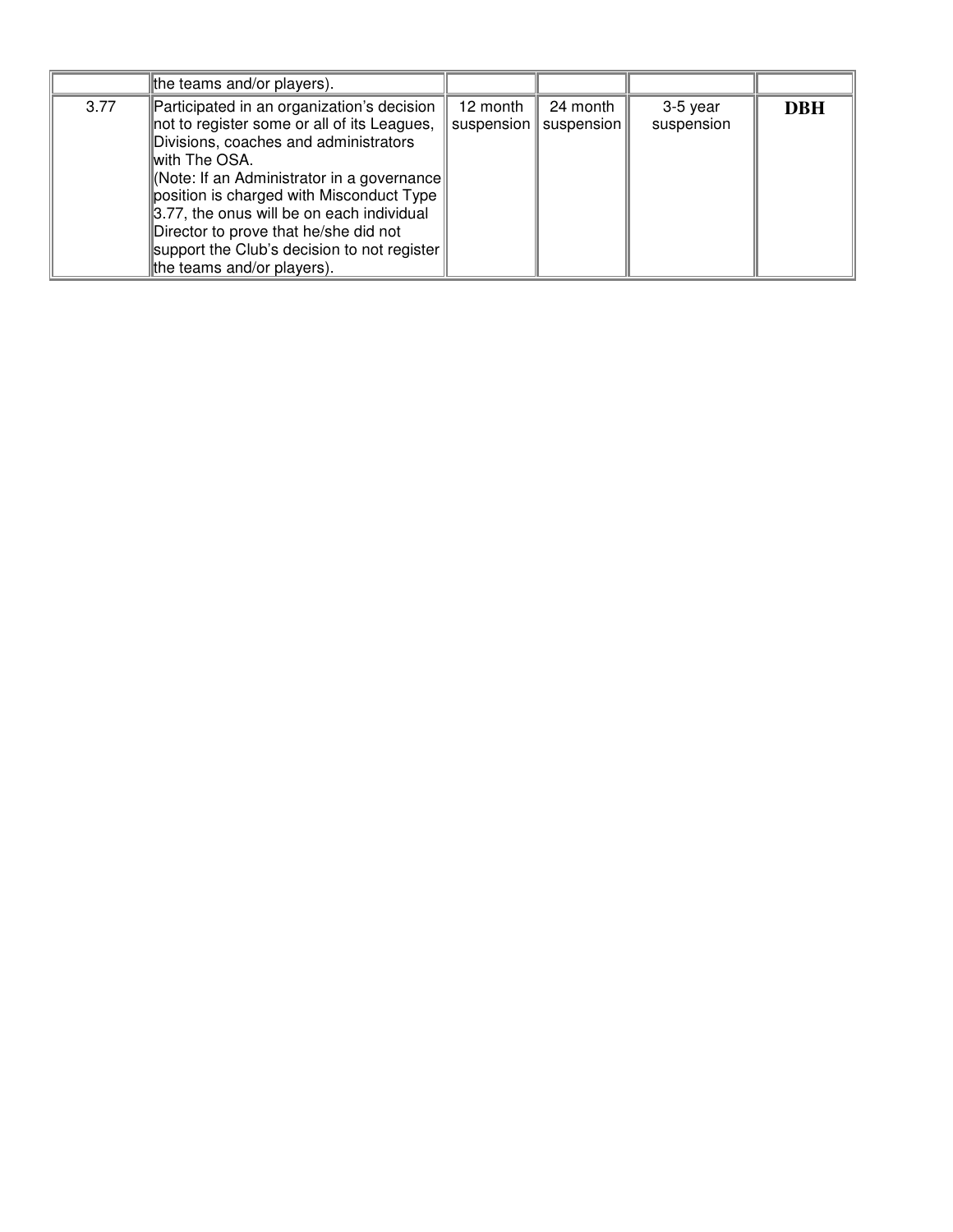| | | | | | |
|---|---|---|---|---|---|
| | the teams and/or players). | | | | |
| 3.77 | Participated in an organization's decision not to register some or all of its Leagues, Divisions, coaches and administrators with The OSA. (Note: If an Administrator in a governance position is charged with Misconduct Type 3.77, the onus will be on each individual Director to prove that he/she did not support the Club's decision to not register the teams and/or players). | 12 month suspension | 24 month suspension | 3-5 year suspension | **DBH** |